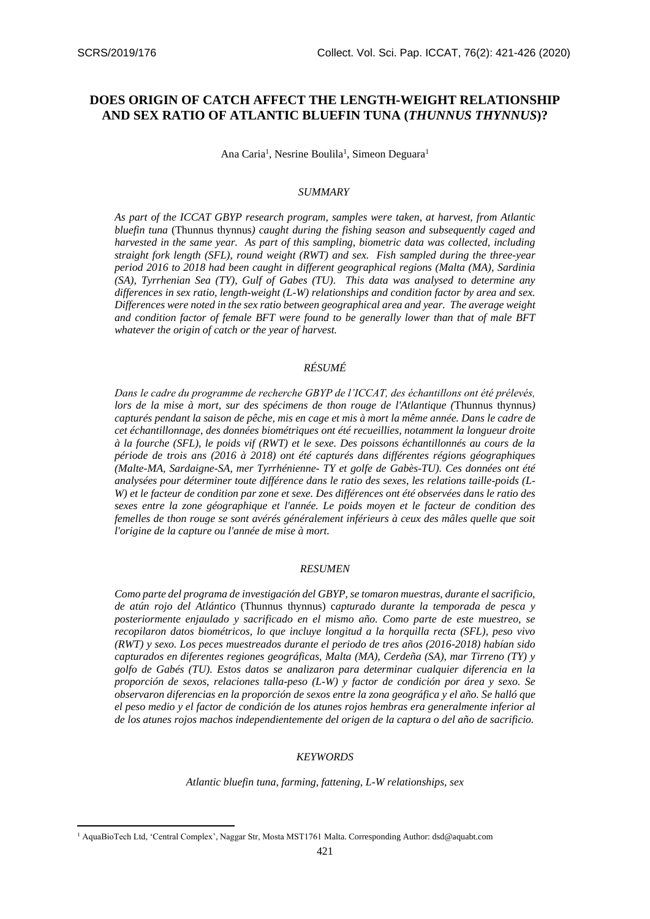# DOES ORIGIN OF CATCH AFFECT THE LENGTH-WEIGHT RELATIONSHIP AND SEX RATIO OF ATLANTIC BLUEFIN TUNA (*THUNNUS THYNNUS*)?

Ana Caria[1], Nesrine Boulila[1], Simeon Deguara[1]

## *SUMMARY*

*As part of the ICCAT GBYP research program, samples were taken, at harvest, from Atlantic bluefin tuna* (Thunnus thynnus*) caught during the fishing season and subsequently caged and harvested in the same year. As part of this sampling, biometric data was collected, including straight fork length (SFL), round weight (RWT) and sex. Fish sampled during the three-year period 2016 to 2018 had been caught in different geographical regions (Malta (MA), Sardinia (SA), Tyrrhenian Sea (TY), Gulf of Gabes (TU). This data was analysed to determine any differences in sex ratio, length-weight (L-W) relationships and condition factor by area and sex. Differences were noted in the sex ratio between geographical area and year. The average weight and condition factor of female BFT were found to be generally lower than that of male BFT whatever the origin of catch or the year of harvest.*

## *RÉSUMÉ*

*Dans le cadre du programme de recherche GBYP de l'ICCAT, des échantillons ont été prélevés, lors de la mise à mort, sur des spécimens de thon rouge de l'Atlantique (*Thunnus thynnus*) capturés pendant la saison de pêche, mis en cage et mis à mort la même année. Dans le cadre de cet échantillonnage, des données biométriques ont été recueillies, notamment la longueur droite à la fourche (SFL), le poids vif (RWT) et le sexe. Des poissons échantillonnés au cours de la période de trois ans (2016 à 2018) ont été capturés dans différentes régions géographiques (Malte-MA, Sardaigne-SA, mer Tyrrhénienne- TY et golfe de Gabès-TU). Ces données ont été analysées pour déterminer toute différence dans le ratio des sexes, les relations taille-poids (L-W) et le facteur de condition par zone et sexe. Des différences ont été observées dans le ratio des sexes entre la zone géographique et l'année. Le poids moyen et le facteur de condition des femelles de thon rouge se sont avérés généralement inférieurs à ceux des mâles quelle que soit l'origine de la capture ou l'année de mise à mort.*

## *RESUMEN*

*Como parte del programa de investigación del GBYP, se tomaron muestras, durante el sacrificio, de atún rojo del Atlántico* (Thunnus thynnus) *capturado durante la temporada de pesca y posteriormente enjaulado y sacrificado en el mismo año. Como parte de este muestreo, se recopilaron datos biométricos, lo que incluye longitud a la horquilla recta (SFL), peso vivo (RWT) y sexo. Los peces muestreados durante el periodo de tres años (2016-2018) habían sido capturados en diferentes regiones geográficas, Malta (MA), Cerdeña (SA), mar Tirreno (TY) y golfo de Gabés (TU). Estos datos se analizaron para determinar cualquier diferencia en la proporción de sexos, relaciones talla-peso (L-W) y factor de condición por área y sexo. Se observaron diferencias en la proporción de sexos entre la zona geográfica y el año. Se halló que el peso medio y el factor de condición de los atunes rojos hembras era generalmente inferior al de los atunes rojos machos independientemente del origen de la captura o del año de sacrificio.*

## *KEYWORDS*

*Atlantic bluefin tuna, farming, fattening, L-W relationships, sex*

---

[1] AquaBioTech Ltd, 'Central Complex', Naggar Str, Mosta MST1761 Malta. Corresponding Author: dsd@aquabt.com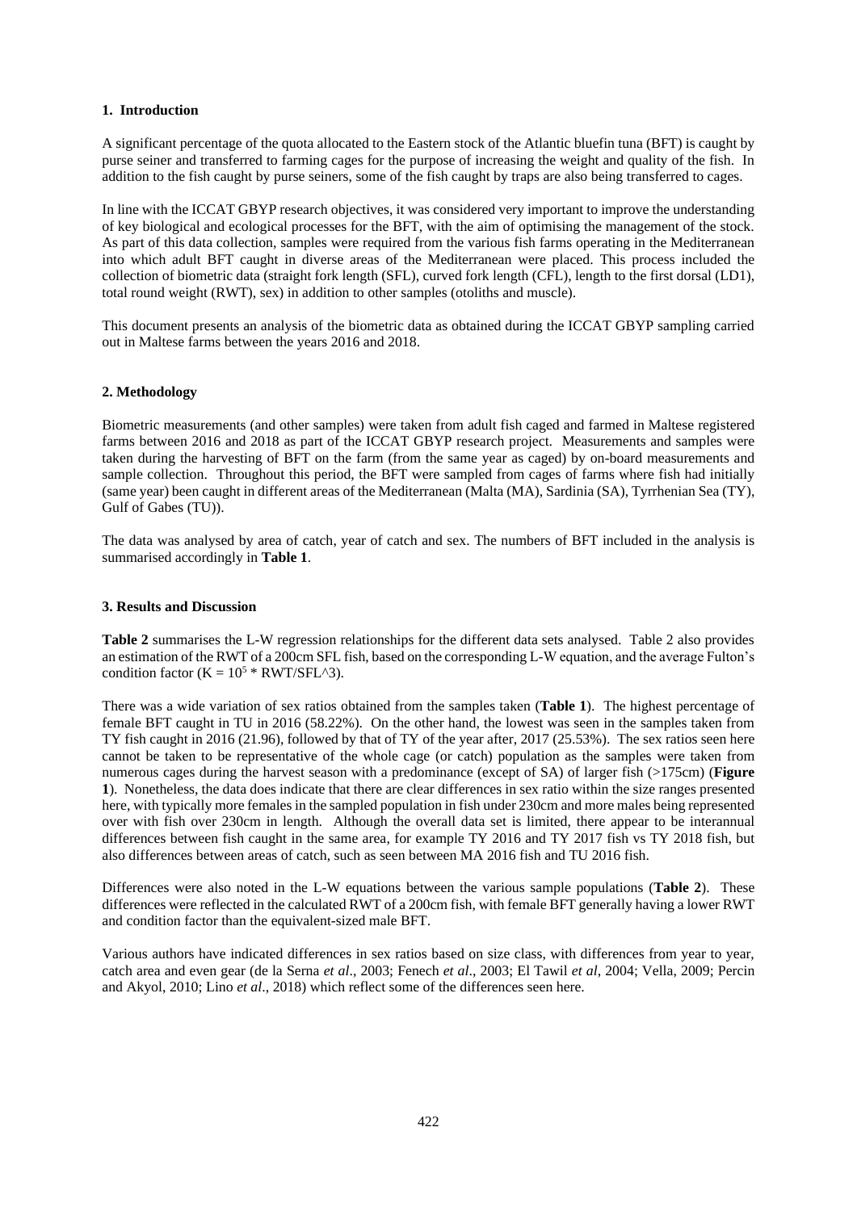## 1. Introduction

A significant percentage of the quota allocated to the Eastern stock of the Atlantic bluefin tuna (BFT) is caught by purse seiner and transferred to farming cages for the purpose of increasing the weight and quality of the fish. In addition to the fish caught by purse seiners, some of the fish caught by traps are also being transferred to cages.

In line with the ICCAT GBYP research objectives, it was considered very important to improve the understanding of key biological and ecological processes for the BFT, with the aim of optimising the management of the stock. As part of this data collection, samples were required from the various fish farms operating in the Mediterranean into which adult BFT caught in diverse areas of the Mediterranean were placed. This process included the collection of biometric data (straight fork length (SFL), curved fork length (CFL), length to the first dorsal (LD1), total round weight (RWT), sex) in addition to other samples (otoliths and muscle).

This document presents an analysis of the biometric data as obtained during the ICCAT GBYP sampling carried out in Maltese farms between the years 2016 and 2018.

## 2. Methodology

Biometric measurements (and other samples) were taken from adult fish caged and farmed in Maltese registered farms between 2016 and 2018 as part of the ICCAT GBYP research project. Measurements and samples were taken during the harvesting of BFT on the farm (from the same year as caged) by on-board measurements and sample collection. Throughout this period, the BFT were sampled from cages of farms where fish had initially (same year) been caught in different areas of the Mediterranean (Malta (MA), Sardinia (SA), Tyrrhenian Sea (TY), Gulf of Gabes (TU)).

The data was analysed by area of catch, year of catch and sex. The numbers of BFT included in the analysis is summarised accordingly in **Table 1**.

## 3. Results and Discussion

**Table 2** summarises the L-W regression relationships for the different data sets analysed. Table 2 also provides an estimation of the RWT of a 200cm SFL fish, based on the corresponding L-W equation, and the average Fulton's condition factor ($K = 10^5 * RWT/SFL^3$).

There was a wide variation of sex ratios obtained from the samples taken (**Table 1**). The highest percentage of female BFT caught in TU in 2016 (58.22%). On the other hand, the lowest was seen in the samples taken from TY fish caught in 2016 (21.96), followed by that of TY of the year after, 2017 (25.53%). The sex ratios seen here cannot be taken to be representative of the whole cage (or catch) population as the samples were taken from numerous cages during the harvest season with a predominance (except of SA) of larger fish (>175cm) (**Figure 1**). Nonetheless, the data does indicate that there are clear differences in sex ratio within the size ranges presented here, with typically more females in the sampled population in fish under 230cm and more males being represented over with fish over 230cm in length. Although the overall data set is limited, there appear to be interannual differences between fish caught in the same area, for example TY 2016 and TY 2017 fish vs TY 2018 fish, but also differences between areas of catch, such as seen between MA 2016 fish and TU 2016 fish.

Differences were also noted in the L-W equations between the various sample populations (**Table 2**). These differences were reflected in the calculated RWT of a 200cm fish, with female BFT generally having a lower RWT and condition factor than the equivalent-sized male BFT.

Various authors have indicated differences in sex ratios based on size class, with differences from year to year, catch area and even gear (de la Serna *et al*., 2003; Fenech *et al*., 2003; El Tawil *et al*, 2004; Vella, 2009; Percin and Akyol, 2010; Lino *et al*., 2018) which reflect some of the differences seen here.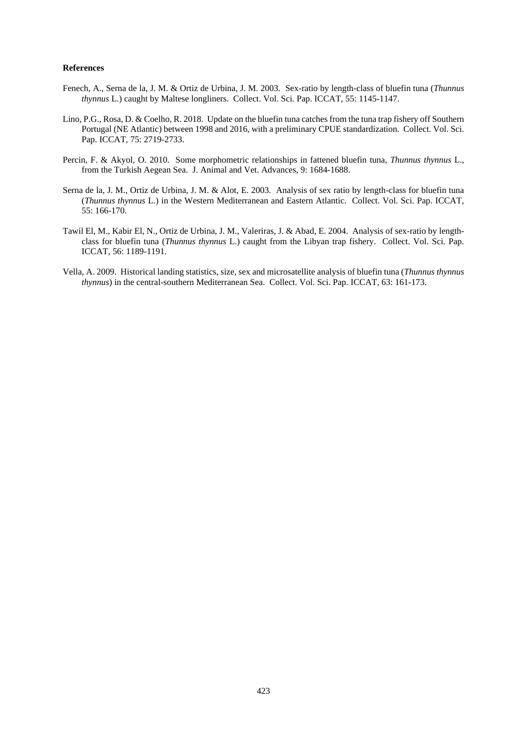**References**

Fenech, A., Serna de la, J. M. & Ortiz de Urbina, J. M. 2003. Sex-ratio by length-class of bluefin tuna (*Thunnus thynnus* L.) caught by Maltese longliners. Collect. Vol. Sci. Pap. ICCAT, 55: 1145-1147.

Lino, P.G., Rosa, D. & Coelho, R. 2018. Update on the bluefin tuna catches from the tuna trap fishery off Southern Portugal (NE Atlantic) between 1998 and 2016, with a preliminary CPUE standardization. Collect. Vol. Sci. Pap. ICCAT, 75: 2719-2733.

Percin, F. & Akyol, O. 2010. Some morphometric relationships in fattened bluefin tuna, *Thunnus thynnus* L., from the Turkish Aegean Sea. J. Animal and Vet. Advances, 9: 1684-1688.

Serna de la, J. M., Ortiz de Urbina, J. M. & Alot, E. 2003. Analysis of sex ratio by length-class for bluefin tuna (*Thunnus thynnus* L.) in the Western Mediterranean and Eastern Atlantic. Collect. Vol. Sci. Pap. ICCAT, 55: 166-170.

Tawil El, M., Kabir El, N., Ortiz de Urbina, J. M., Valeriras, J. & Abad, E. 2004. Analysis of sex-ratio by length-class for bluefin tuna (*Thunnus thynnus* L.) caught from the Libyan trap fishery. Collect. Vol. Sci. Pap. ICCAT, 56: 1189-1191.

Vella, A. 2009. Historical landing statistics, size, sex and microsatellite analysis of bluefin tuna (*Thunnus thynnus thynnus*) in the central-southern Mediterranean Sea. Collect. Vol. Sci. Pap. ICCAT, 63: 161-173.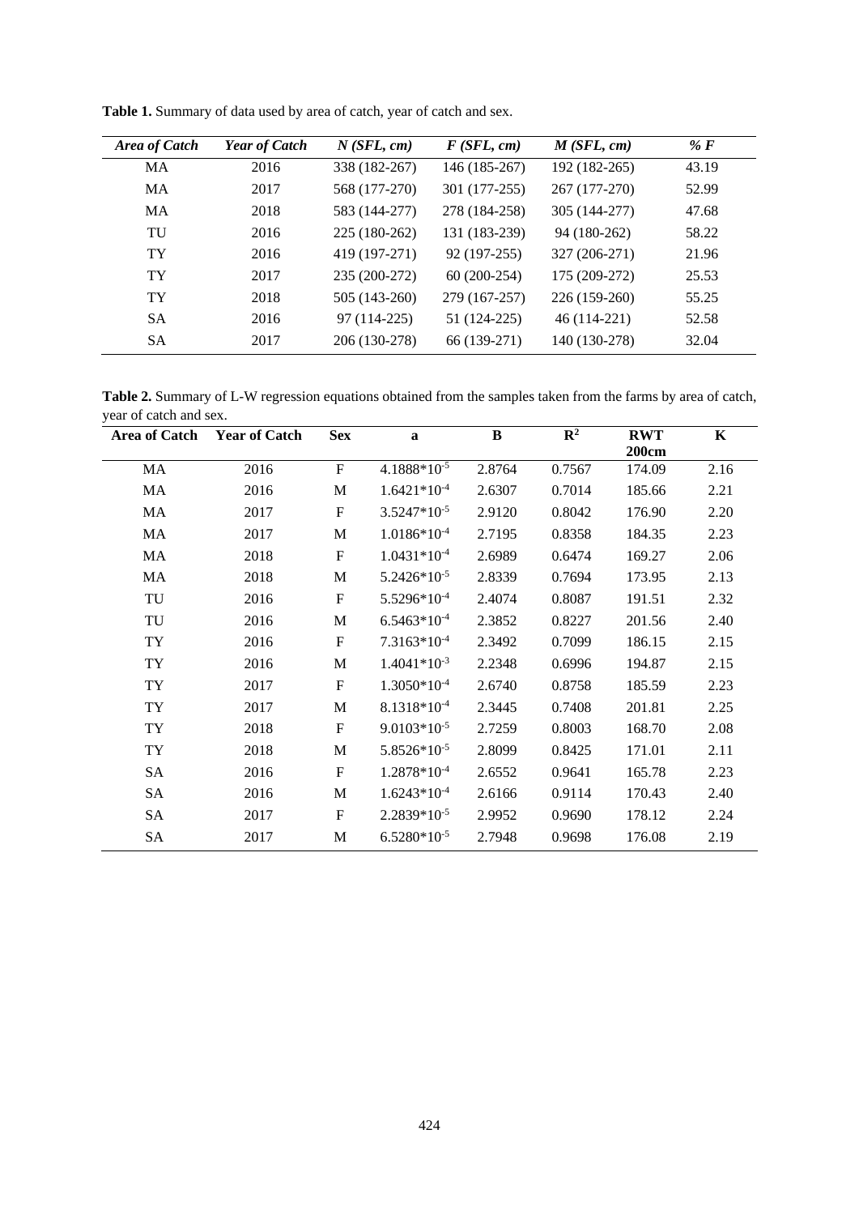**Table 1.** Summary of data used by area of catch, year of catch and sex.

| *Area of Catch* | *Year of Catch* | *N (SFL, cm)* | *F (SFL, cm)* | *M (SFL, cm)* | *% F* |
|---|---|---|---|---|---|
| MA | 2016 | 338 (182-267) | 146 (185-267) | 192 (182-265) | 43.19 |
| MA | 2017 | 568 (177-270) | 301 (177-255) | 267 (177-270) | 52.99 |
| MA | 2018 | 583 (144-277) | 278 (184-258) | 305 (144-277) | 47.68 |
| TU | 2016 | 225 (180-262) | 131 (183-239) | 94 (180-262) | 58.22 |
| TY | 2016 | 419 (197-271) | 92 (197-255) | 327 (206-271) | 21.96 |
| TY | 2017 | 235 (200-272) | 60 (200-254) | 175 (209-272) | 25.53 |
| TY | 2018 | 505 (143-260) | 279 (167-257) | 226 (159-260) | 55.25 |
| SA | 2016 | 97 (114-225) | 51 (124-225) | 46 (114-221) | 52.58 |
| SA | 2017 | 206 (130-278) | 66 (139-271) | 140 (130-278) | 32.04 |

**Table 2.** Summary of L-W regression equations obtained from the samples taken from the farms by area of catch, year of catch and sex.

| **Area of Catch** | **Year of Catch** | **Sex** | **a** | **B** | $\mathbf{R^2}$ | **RWT 200cm** | **K** |
|---|---|---|---|---|---|---|---|
| MA | 2016 | F | $4.1888*10^{-5}$ | 2.8764 | 0.7567 | 174.09 | 2.16 |
| MA | 2016 | M | $1.6421*10^{-4}$ | 2.6307 | 0.7014 | 185.66 | 2.21 |
| MA | 2017 | F | $3.5247*10^{-5}$ | 2.9120 | 0.8042 | 176.90 | 2.20 |
| MA | 2017 | M | $1.0186*10^{-4}$ | 2.7195 | 0.8358 | 184.35 | 2.23 |
| MA | 2018 | F | $1.0431*10^{-4}$ | 2.6989 | 0.6474 | 169.27 | 2.06 |
| MA | 2018 | M | $5.2426*10^{-5}$ | 2.8339 | 0.7694 | 173.95 | 2.13 |
| TU | 2016 | F | $5.5296*10^{-4}$ | 2.4074 | 0.8087 | 191.51 | 2.32 |
| TU | 2016 | M | $6.5463*10^{-4}$ | 2.3852 | 0.8227 | 201.56 | 2.40 |
| TY | 2016 | F | $7.3163*10^{-4}$ | 2.3492 | 0.7099 | 186.15 | 2.15 |
| TY | 2016 | M | $1.4041*10^{-3}$ | 2.2348 | 0.6996 | 194.87 | 2.15 |
| TY | 2017 | F | $1.3050*10^{-4}$ | 2.6740 | 0.8758 | 185.59 | 2.23 |
| TY | 2017 | M | $8.1318*10^{-4}$ | 2.3445 | 0.7408 | 201.81 | 2.25 |
| TY | 2018 | F | $9.0103*10^{-5}$ | 2.7259 | 0.8003 | 168.70 | 2.08 |
| TY | 2018 | M | $5.8526*10^{-5}$ | 2.8099 | 0.8425 | 171.01 | 2.11 |
| SA | 2016 | F | $1.2878*10^{-4}$ | 2.6552 | 0.9641 | 165.78 | 2.23 |
| SA | 2016 | M | $1.6243*10^{-4}$ | 2.6166 | 0.9114 | 170.43 | 2.40 |
| SA | 2017 | F | $2.2839*10^{-5}$ | 2.9952 | 0.9690 | 178.12 | 2.24 |
| SA | 2017 | M | $6.5280*10^{-5}$ | 2.7948 | 0.9698 | 176.08 | 2.19 |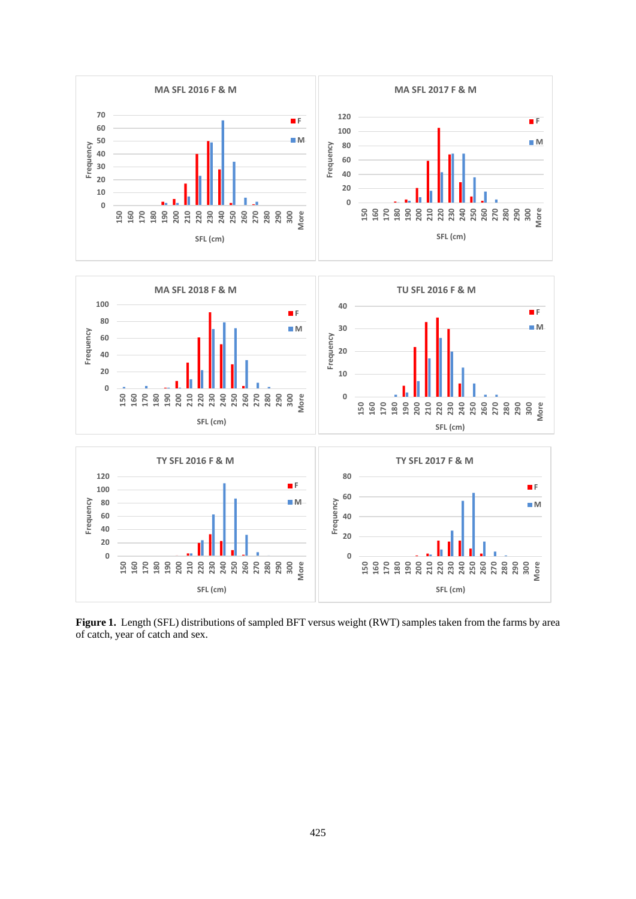**Figure 1.** Length (SFL) distributions of sampled BFT versus weight (RWT) samples taken from the farms by area of catch, year of catch and sex.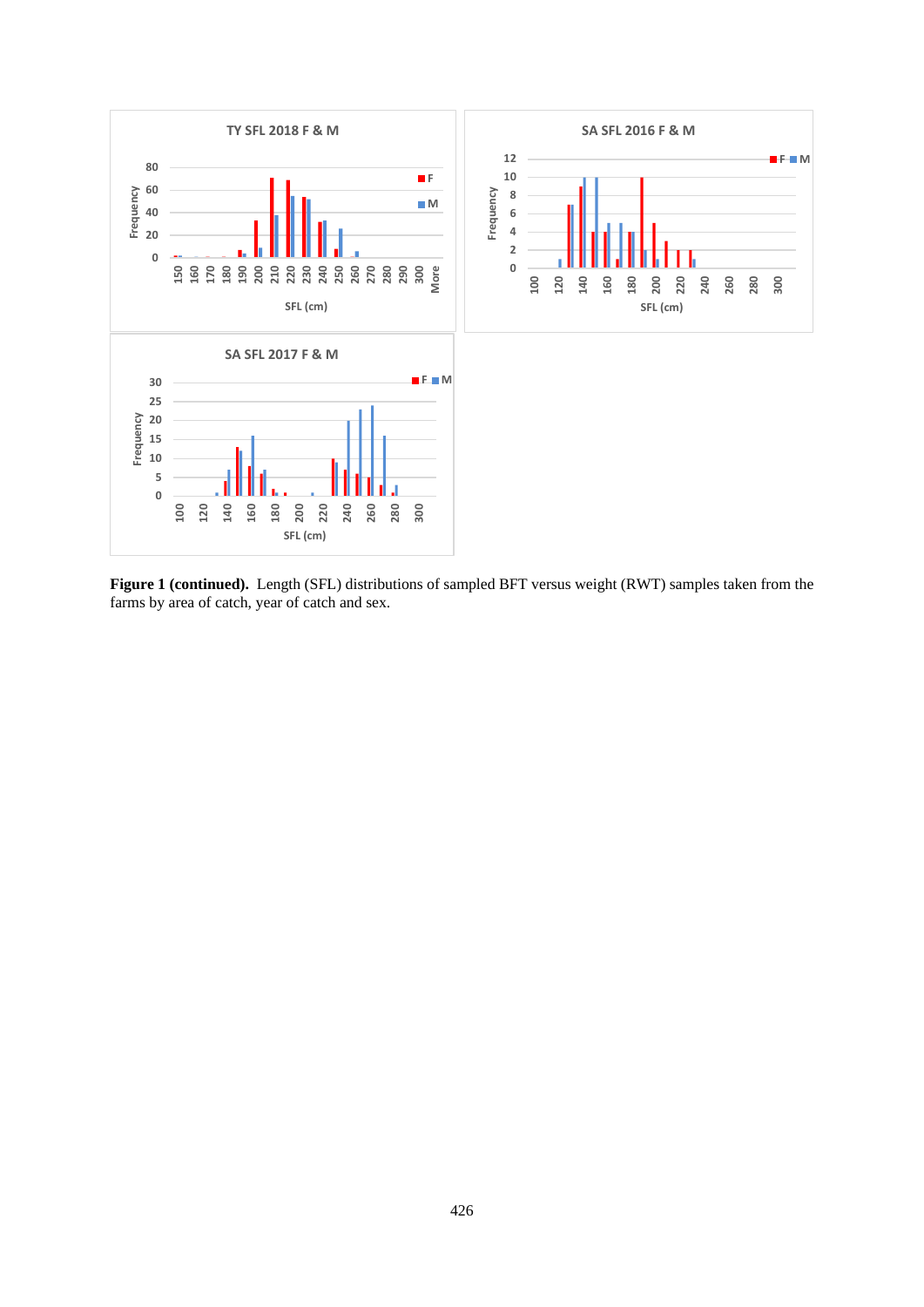TY SFL 2018 F & M

80
60
40
20
0

Frequency

F
M

150 160 170 180 190 200 210 220 230 240 250 260 270 280 290 300 More

SFL (cm)

SA SFL 2016 F & M

12
10
8
6
4
2
0

Frequency

F M

100 120 140 160 180 200 220 240 260 280 300

SFL (cm)

SA SFL 2017 F & M

30
25
20
15
10
5
0

Frequency

F M

100 120 140 160 180 200 220 240 260 280 300

SFL (cm)

**Figure 1 (continued).** Length (SFL) distributions of sampled BFT versus weight (RWT) samples taken from the farms by area of catch, year of catch and sex.